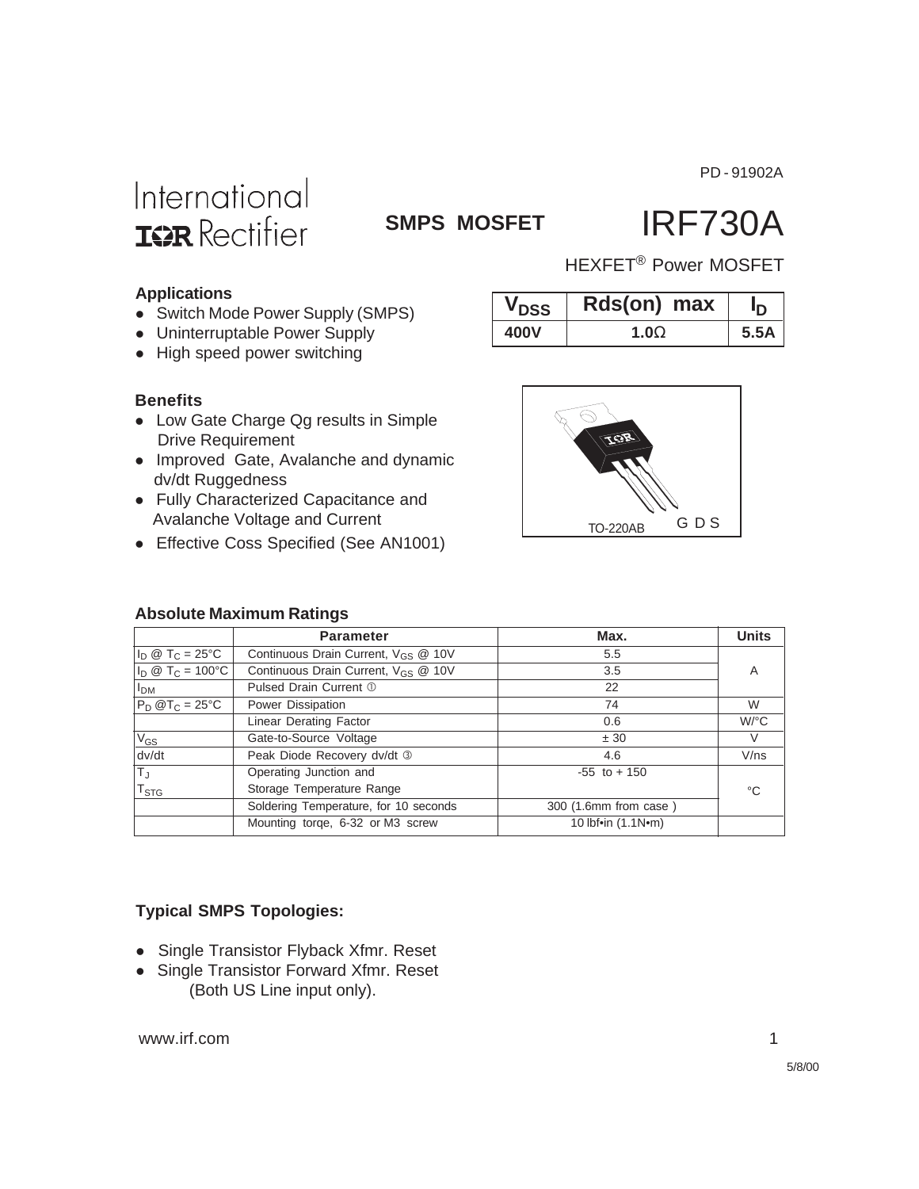PD - 91902A

International **IOR** Rectifier

**SMPS MOSFET**

# IRF730A

HEXFET® Power MOSFET

### Applications

- Switch Mode Power Supply (SMPS)
- Uninterruptable Power Supply
- High speed power switching

| $V_{DSS}$ | Rds(on) max | $I_D$ |
|---|---|---|
| 400V | 1.0Ω | 5.5A |

### Benefits

- Low Gate Charge Qg results in Simple Drive Requirement
- Improved Gate, Avalanche and dynamic dv/dt Ruggedness
- Fully Characterized Capacitance and Avalanche Voltage and Current
- Effective Coss Specified (See AN1001)

TO-220AB G D S

### Absolute Maximum Ratings

| | Parameter | Max. | Units |
|---|---|---|---|
| $I_D$ @ $T_C$ = 25°C | Continuous Drain Current, $V_{GS}$ @ 10V | 5.5 | A |
| $I_D$ @ $T_C$ = 100°C | Continuous Drain Current, $V_{GS}$ @ 10V | 3.5 | |
| $I_{DM}$ | Pulsed Drain Current ① | 22 | |
| $P_D$ @$T_C$ = 25°C | Power Dissipation | 74 | W |
| | Linear Derating Factor | 0.6 | W/°C |
| $V_{GS}$ | Gate-to-Source Voltage | ± 30 | V |
| dv/dt | Peak Diode Recovery dv/dt ③ | 4.6 | V/ns |
| $T_J$<br>$T_{STG}$ | Operating Junction and<br>Storage Temperature Range | -55 to + 150 | °C |
| | Soldering Temperature, for 10 seconds | 300 (1.6mm from case ) | |
| | Mounting torqe, 6-32 or M3 screw | 10 lbf•in (1.1N•m) | |

### Typical SMPS Topologies:

- Single Transistor Flyback Xfmr. Reset
- Single Transistor Forward Xfmr. Reset
  (Both US Line input only).

www.irf.com

5/8/00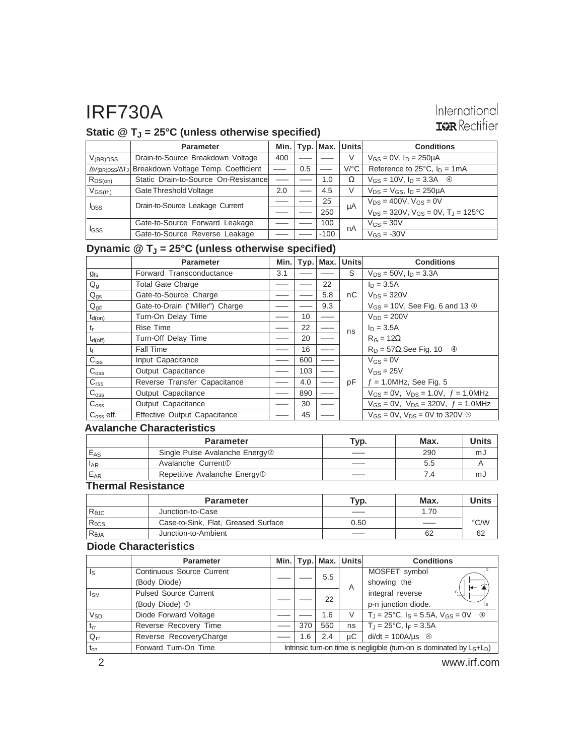# IRF730A

International IOR Rectifier

## Static @ $T_J$ = 25°C (unless otherwise specified)

| | Parameter | Min. | Typ. | Max. | Units | Conditions |
|---|---|---|---|---|---|---|
| $V_{(BR)DSS}$ | Drain-to-Source Breakdown Voltage | 400 | —— | —— | V | $V_{GS}$ = 0V, $I_D$ = 250µA |
| $\Delta V_{(BR)DSS}/\Delta T_J$ | Breakdown Voltage Temp. Coefficient | —— | 0.5 | —— | V/°C | Reference to 25°C, $I_D$ = 1mA |
| $R_{DS(on)}$ | Static Drain-to-Source On-Resistance | —— | —— | 1.0 | Ω | $V_{GS}$ = 10V, $I_D$ = 3.3A ④ |
| $V_{GS(th)}$ | Gate Threshold Voltage | 2.0 | —— | 4.5 | V | $V_{DS} = V_{GS}$, $I_D$ = 250µA |
| $I_{DSS}$ | Drain-to-Source Leakage Current | —— | —— | 25 | µA | $V_{DS}$ = 400V, $V_{GS}$ = 0V |
| | | —— | —— | 250 | | $V_{DS}$ = 320V, $V_{GS}$ = 0V, $T_J$ = 125°C |
| $I_{GSS}$ | Gate-to-Source Forward Leakage | —— | —— | 100 | nA | $V_{GS}$ = 30V |
| | Gate-to-Source Reverse Leakage | —— | —— | -100 | | $V_{GS}$ = -30V |

## Dynamic @ $T_J$ = 25°C (unless otherwise specified)

| | Parameter | Min. | Typ. | Max. | Units | Conditions |
|---|---|---|---|---|---|---|
| $g_{fs}$ | Forward Transconductance | 3.1 | —— | —— | S | $V_{DS}$ = 50V, $I_D$ = 3.3A |
| $Q_g$ | Total Gate Charge | —— | —— | 22 | nC | $I_D$ = 3.5A |
| $Q_{gs}$ | Gate-to-Source Charge | —— | —— | 5.8 | | $V_{DS}$ = 320V |
| $Q_{gd}$ | Gate-to-Drain ("Miller") Charge | —— | —— | 9.3 | | $V_{GS}$ = 10V, See Fig. 6 and 13 ④ |
| $t_{d(on)}$ | Turn-On Delay Time | —— | 10 | —— | ns | $V_{DD}$ = 200V |
| $t_r$ | Rise Time | —— | 22 | —— | | $I_D$ = 3.5A |
| $t_{d(off)}$ | Turn-Off Delay Time | —— | 20 | —— | | $R_G$ = 12Ω |
| $t_f$ | Fall Time | —— | 16 | —— | | $R_D$ = 57Ω,See Fig. 10 ④ |
| $C_{iss}$ | Input Capacitance | —— | 600 | —— | pF | $V_{GS}$ = 0V |
| $C_{oss}$ | Output Capacitance | —— | 103 | —— | | $V_{DS}$ = 25V |
| $C_{rss}$ | Reverse Transfer Capacitance | —— | 4.0 | —— | | $f$ = 1.0MHz, See Fig. 5 |
| $C_{oss}$ | Output Capacitance | —— | 890 | —— | | $V_{GS}$ = 0V, $V_{DS}$ = 1.0V, $f$ = 1.0MHz |
| $C_{oss}$ | Output Capacitance | —— | 30 | —— | | $V_{GS}$ = 0V, $V_{DS}$ = 320V, $f$ = 1.0MHz |
| $C_{oss}$ eff. | Effective Output Capacitance | —— | 45 | —— | | $V_{GS}$ = 0V, $V_{DS}$ = 0V to 320V ⑤ |

## Avalanche Characteristics

| | Parameter | Typ. | Max. | Units |
|---|---|---|---|---|
| $E_{AS}$ | Single Pulse Avalanche Energy② | —— | 290 | mJ |
| $I_{AR}$ | Avalanche Current① | —— | 5.5 | A |
| $E_{AR}$ | Repetitive Avalanche Energy① | —— | 7.4 | mJ |

## Thermal Resistance

| | Parameter | Typ. | Max. | Units |
|---|---|---|---|---|
| $R_{\theta JC}$ | Junction-to-Case | —— | 1.70 | °C/W |
| $R_{\theta CS}$ | Case-to-Sink, Flat, Greased Surface | 0.50 | —— | |
| $R_{\theta JA}$ | Junction-to-Ambient | —— | 62 | 62 |

## Diode Characteristics

| | Parameter | Min. | Typ. | Max. | Units | Conditions |
|---|---|---|---|---|---|---|
| $I_S$ | Continuous Source Current (Body Diode) | —— | —— | 5.5 | A | MOSFET symbol showing the |
| $I_{SM}$ | Pulsed Source Current (Body Diode) ① | —— | —— | 22 | | integral reverse p-n junction diode. |
| $V_{SD}$ | Diode Forward Voltage | —— | —— | 1.6 | V | $T_J$ = 25°C, $I_S$ = 5.5A, $V_{GS}$ = 0V ④ |
| $t_{rr}$ | Reverse Recovery Time | —— | 370 | 550 | ns | $T_J$ = 25°C, $I_F$ = 3.5A |
| $Q_{rr}$ | Reverse RecoveryCharge | —— | 1.6 | 2.4 | µC | di/dt = 100A/µs ④ |
| $t_{on}$ | Forward Turn-On Time | Intrinsic turn-on time is negligible (turn-on is dominated by $L_S$+$L_D$) | | | | |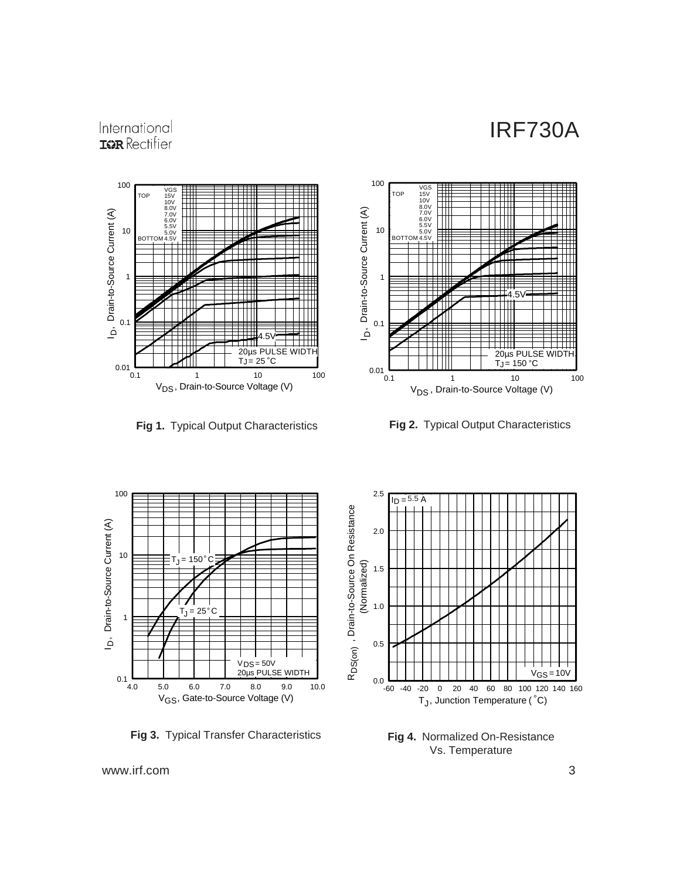**Fig 1.** Typical Output Characteristics

**Fig 2.** Typical Output Characteristics

**Fig 3.** Typical Transfer Characteristics

**Fig 4.** Normalized On-Resistance Vs. Temperature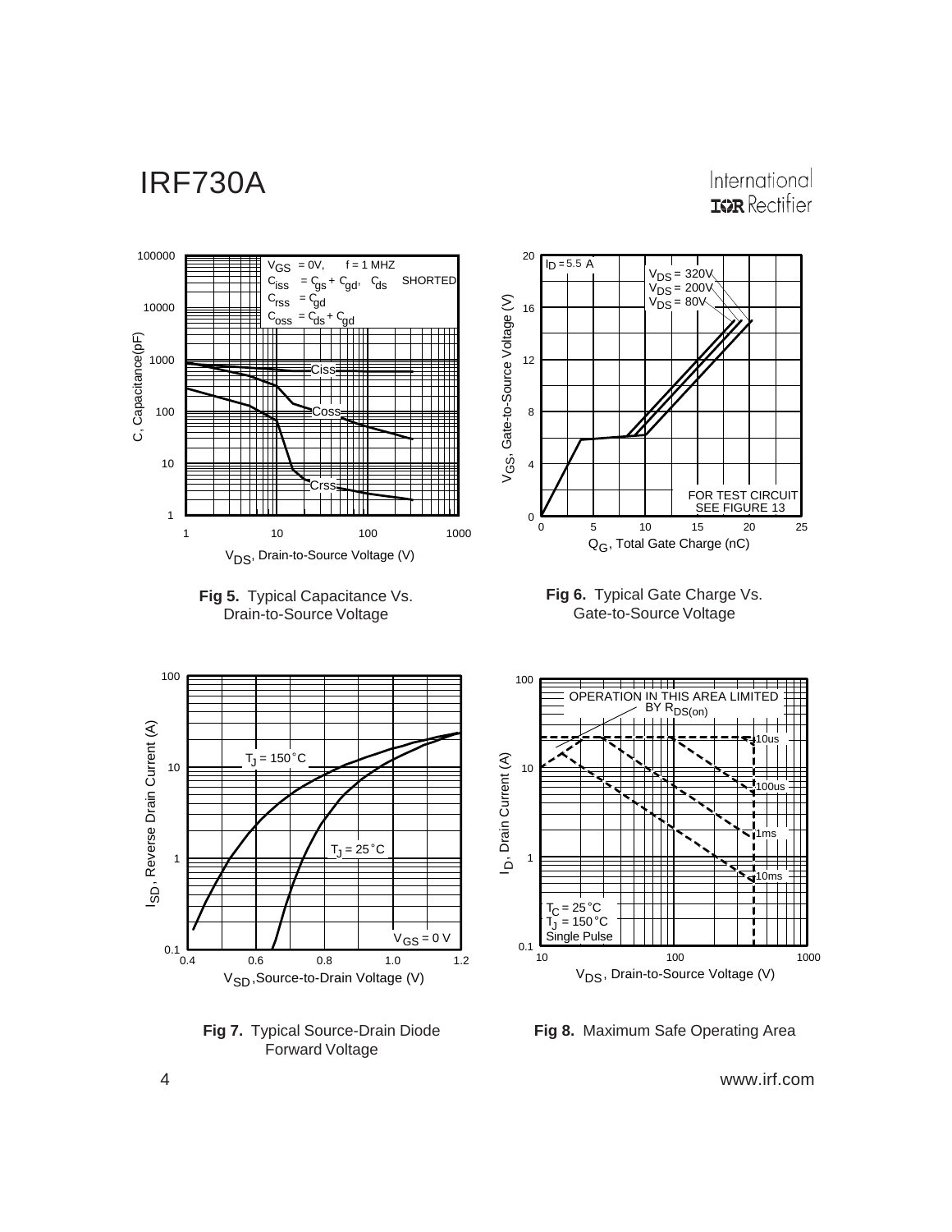**Fig 5.** Typical Capacitance Vs. Drain-to-Source Voltage

**Fig 6.** Typical Gate Charge Vs. Gate-to-Source Voltage

**Fig 7.** Typical Source-Drain Diode Forward Voltage

**Fig 8.** Maximum Safe Operating Area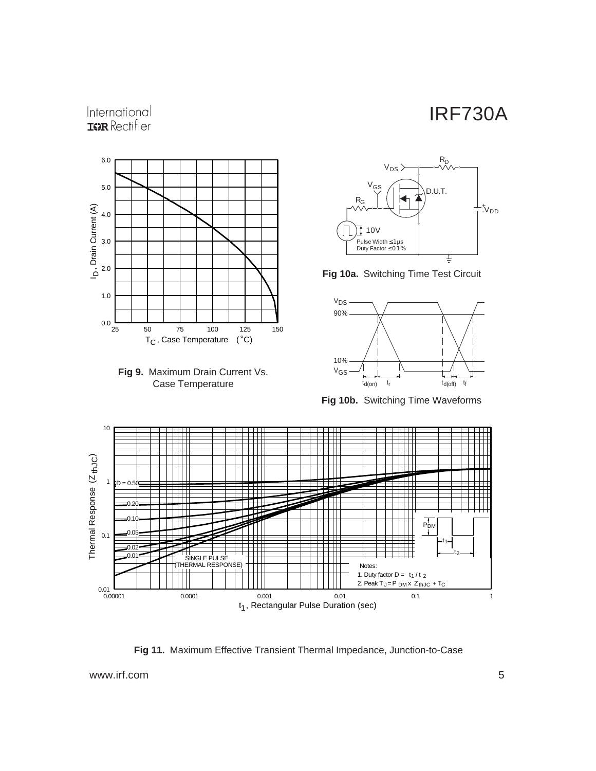**Fig 9.** Maximum Drain Current Vs. Case Temperature

**Fig 10a.** Switching Time Test Circuit

**Fig 10b.** Switching Time Waveforms

**Fig 11.** Maximum Effective Transient Thermal Impedance, Junction-to-Case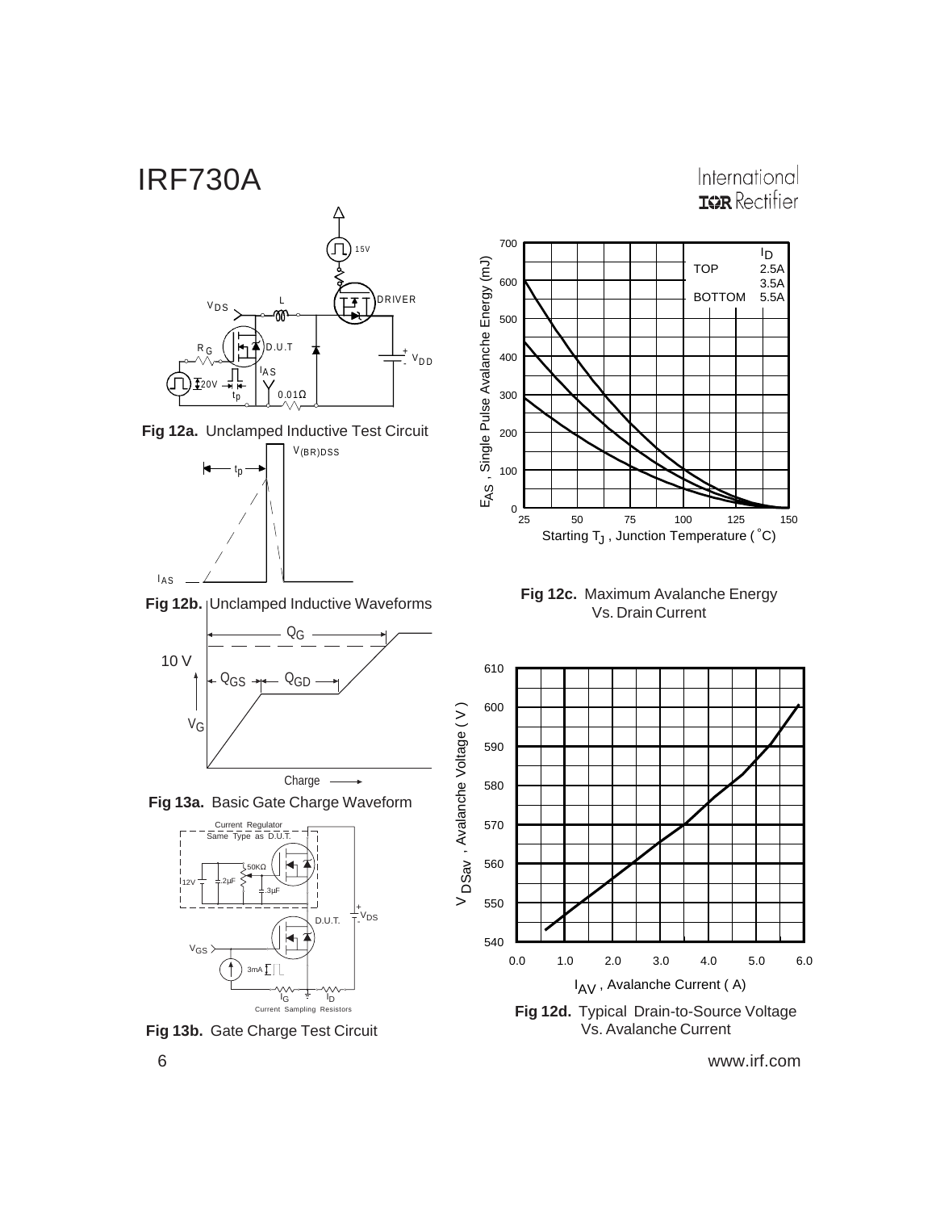**Fig 12a.** Unclamped Inductive Test Circuit

**Fig 12b.** Unclamped Inductive Waveforms

**Fig 13a.** Basic Gate Charge Waveform

**Fig 13b.** Gate Charge Test Circuit

**Fig 12c.** Maximum Avalanche Energy Vs. Drain Current

**Fig 12d.** Typical Drain-to-Source Voltage Vs. Avalanche Current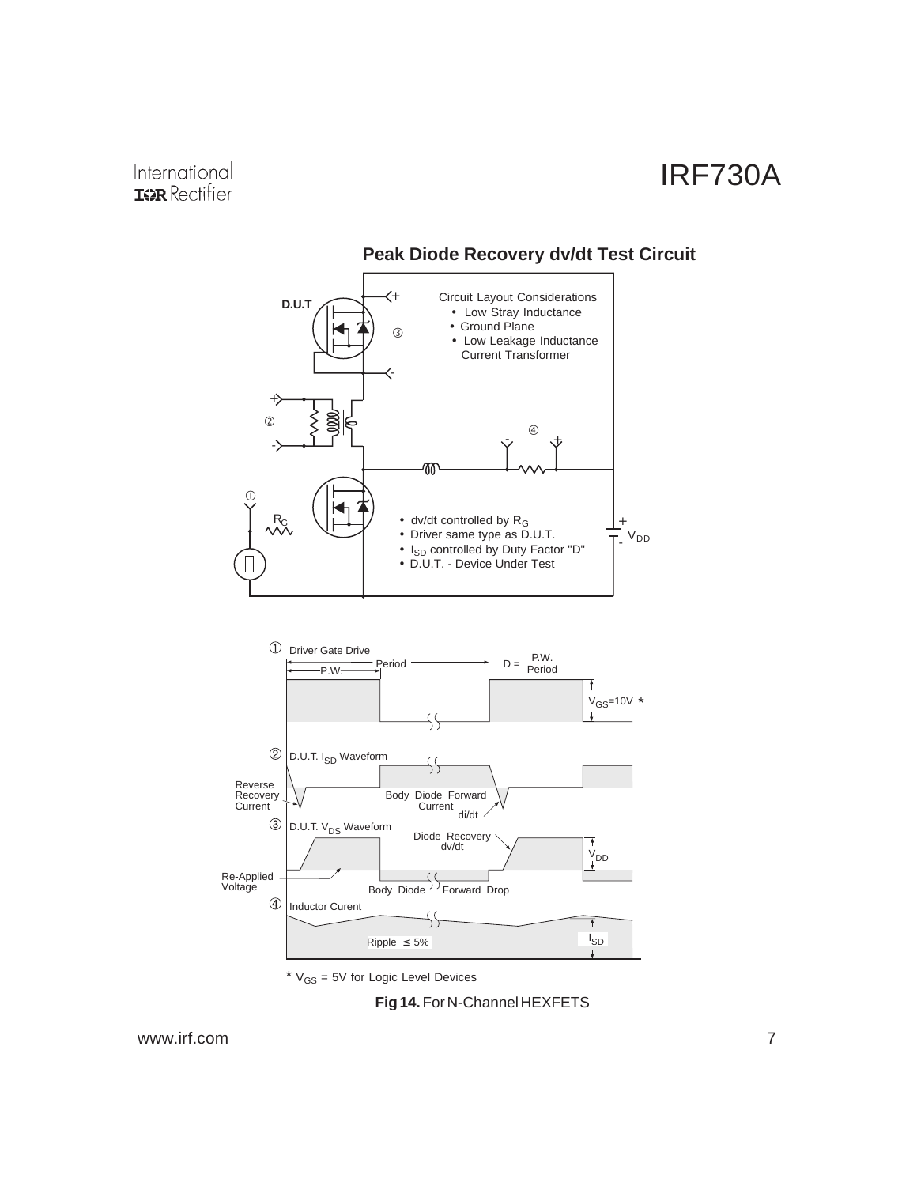## Peak Diode Recovery dv/dt Test Circuit

D.U.T

Circuit Layout Considerations
- Low Stray Inductance
- Ground Plane
- Low Leakage Inductance Current Transformer

$R_G$

- dv/dt controlled by $R_G$
- Driver same type as D.U.T.
- $I_{SD}$ controlled by Duty Factor "D"
- D.U.T. - Device Under Test

$V_{DD}$

① Driver Gate Drive

P.W. — Period — $D = \frac{P.W.}{Period}$

$V_{GS}$=10V *

② D.U.T. $I_{SD}$ Waveform

Reverse Recovery Current

Body Diode Forward Current

di/dt

③ D.U.T. $V_{DS}$ Waveform

Diode Recovery dv/dt

$V_{DD}$

Re-Applied Voltage

Body Diode Forward Drop

④ Inductor Curent

Ripple ≤ 5%

$I_{SD}$

\* $V_{GS}$ = 5V for Logic Level Devices

**Fig 14.** For N-Channel HEXFETS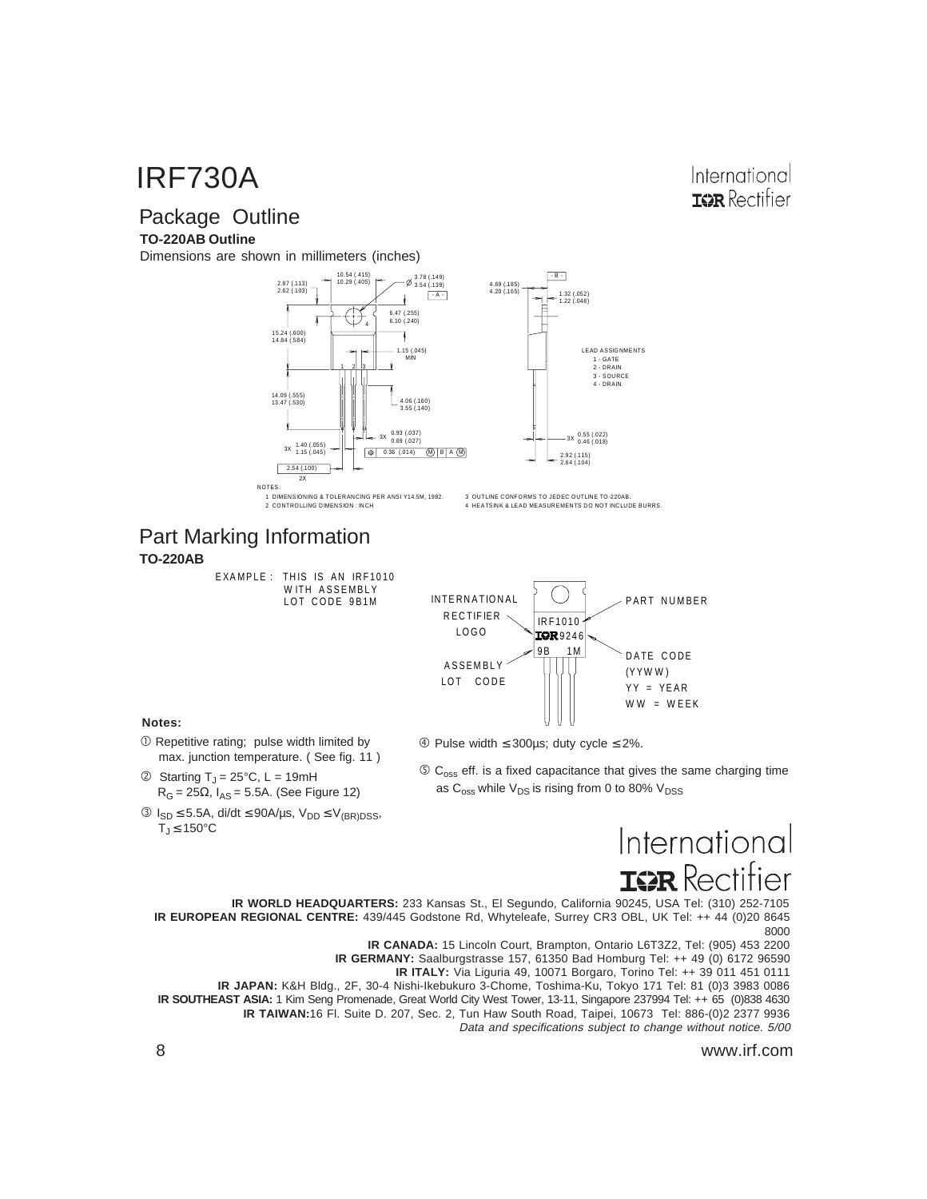## Package Outline

**TO-220AB Outline**

Dimensions are shown in millimeters (inches)

10.54 (.415)
10.29 (.405)
2.87 (.113)
2.62 (.103)
3.78 (.149)
3.54 (.139)
- A -
6.47 (.255)
6.10 (.240)
15.24 (.600)
14.84 (.584)
1.15 (.045) MIN
14.09 (.555)
13.47 (.530)
4.06 (.160)
3.55 (.140)
0.93 (.037)
0.69 (.027)
3X
3X 1.40 (.055) 1.15 (.045)
0.36 (.014) M B A M
2.54 (.100)
2X
4.69 (.185)
4.20 (.165)
- B -
1.32 (.052)
1.22 (.048)
3X 0.55 (.022) 0.46 (.018)
2.92 (.115)
2.64 (.104)

LEAD ASSIGNMENTS
1 - GATE
2 - DRAIN
3 - SOURCE
4 - DRAIN

NOTES:
1 DIMENSIONING & TOLERANCING PER ANSI Y14.5M, 1982.
2 CONTROLLING DIMENSION : INCH
3 OUTLINE CONFORMS TO JEDEC OUTLINE TO-220AB.
4 HEATSINK & LEAD MEASUREMENTS DO NOT INCLUDE BURRS.

## Part Marking Information

**TO-220AB**

EXAMPLE : THIS IS AN IRF1010 WITH ASSEMBLY LOT CODE 9B1M

INTERNATIONAL RECTIFIER LOGO
PART NUMBER
IRF1010
IOR 9246
9B 1M
ASSEMBLY LOT CODE
DATE CODE (YYWW)
YY = YEAR
WW = WEEK

**Notes:**

① Repetitive rating; pulse width limited by max. junction temperature. ( See fig. 11 )

② Starting $T_J = 25°C$, $L = 19mH$ $R_G = 25\Omega$, $I_{AS} = 5.5A$. (See Figure 12)

③ $I_{SD} \leq 5.5A$, $di/dt \leq 90A/\mu s$, $V_{DD} \leq V_{(BR)DSS}$, $T_J \leq 150°C$

④ Pulse width $\leq 300\mu s$; duty cycle $\leq 2\%$.

⑤ $C_{oss}$ eff. is a fixed capacitance that gives the same charging time as $C_{oss}$ while $V_{DS}$ is rising from 0 to 80% $V_{DSS}$

International IOR Rectifier

**IR WORLD HEADQUARTERS:** 233 Kansas St., El Segundo, California 90245, USA Tel: (310) 252-7105
**IR EUROPEAN REGIONAL CENTRE:** 439/445 Godstone Rd, Whyteleafe, Surrey CR3 OBL, UK Tel: ++ 44 (0)20 8645 8000
**IR CANADA:** 15 Lincoln Court, Brampton, Ontario L6T3Z2, Tel: (905) 453 2200
**IR GERMANY:** Saalburgstrasse 157, 61350 Bad Homburg Tel: ++ 49 (0) 6172 96590
**IR ITALY:** Via Liguria 49, 10071 Borgaro, Torino Tel: ++ 39 011 451 0111
**IR JAPAN:** K&H Bldg., 2F, 30-4 Nishi-Ikebukuro 3-Chome, Toshima-Ku, Tokyo 171 Tel: 81 (0)3 3983 0086
**IR SOUTHEAST ASIA:** 1 Kim Seng Promenade, Great World City West Tower, 13-11, Singapore 237994 Tel: ++ 65 (0)838 4630
**IR TAIWAN:**16 Fl. Suite D. 207, Sec. 2, Tun Haw South Road, Taipei, 10673 Tel: 886-(0)2 2377 9936

*Data and specifications subject to change without notice. 5/00*